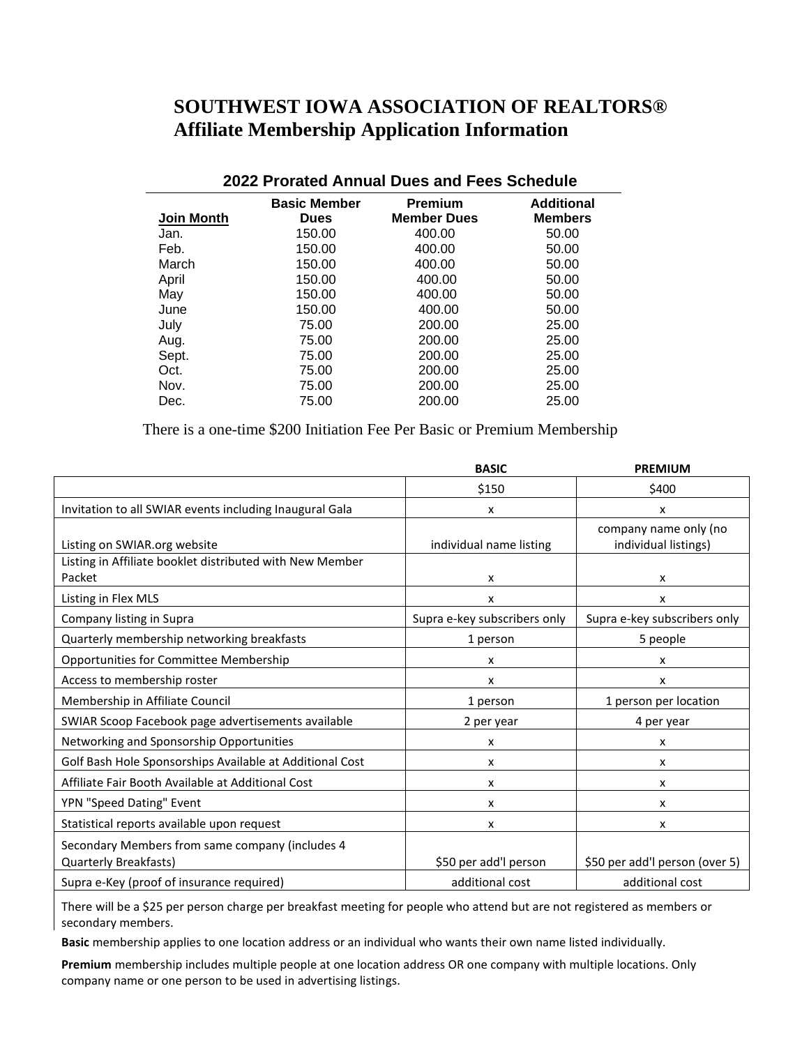# SOUTHWEST IOWA ASSOCIATION OF REALTORS®
# Affiliate Membership Application Information

## 2022 Prorated Annual Dues and Fees Schedule

| Join Month | Basic Member Dues | Premium Member Dues | Additional Members |
|---|---|---|---|
| Jan. | 150.00 | 400.00 | 50.00 |
| Feb. | 150.00 | 400.00 | 50.00 |
| March | 150.00 | 400.00 | 50.00 |
| April | 150.00 | 400.00 | 50.00 |
| May | 150.00 | 400.00 | 50.00 |
| June | 150.00 | 400.00 | 50.00 |
| July | 75.00 | 200.00 | 25.00 |
| Aug. | 75.00 | 200.00 | 25.00 |
| Sept. | 75.00 | 200.00 | 25.00 |
| Oct. | 75.00 | 200.00 | 25.00 |
| Nov. | 75.00 | 200.00 | 25.00 |
| Dec. | 75.00 | 200.00 | 25.00 |

There is a one-time $200 Initiation Fee Per Basic or Premium Membership

| | BASIC | PREMIUM |
|---|---|---|
| | $150 | $400 |
| Invitation to all SWIAR events including Inaugural Gala | x | x |
| Listing on SWIAR.org website | individual name listing | company name only (no individual listings) |
| Listing in Affiliate booklet distributed with New Member Packet | x | x |
| Listing in Flex MLS | x | x |
| Company listing in Supra | Supra e-key subscribers only | Supra e-key subscribers only |
| Quarterly membership networking breakfasts | 1 person | 5 people |
| Opportunities for Committee Membership | x | x |
| Access to membership roster | x | x |
| Membership in Affiliate Council | 1 person | 1 person per location |
| SWIAR Scoop Facebook page advertisements available | 2 per year | 4 per year |
| Networking and Sponsorship Opportunities | x | x |
| Golf Bash Hole Sponsorships Available at Additional Cost | x | x |
| Affiliate Fair Booth Available at Additional Cost | x | x |
| YPN "Speed Dating" Event | x | x |
| Statistical reports available upon request | x | x |
| Secondary Members from same company (includes 4 Quarterly Breakfasts) | $50 per add'l person | $50 per add'l person (over 5) |
| Supra e-Key (proof of insurance required) | additional cost | additional cost |

There will be a $25 per person charge per breakfast meeting for people who attend but are not registered as members or secondary members.

**Basic** membership applies to one location address or an individual who wants their own name listed individually.

**Premium** membership includes multiple people at one location address OR one company with multiple locations. Only company name or one person to be used in advertising listings.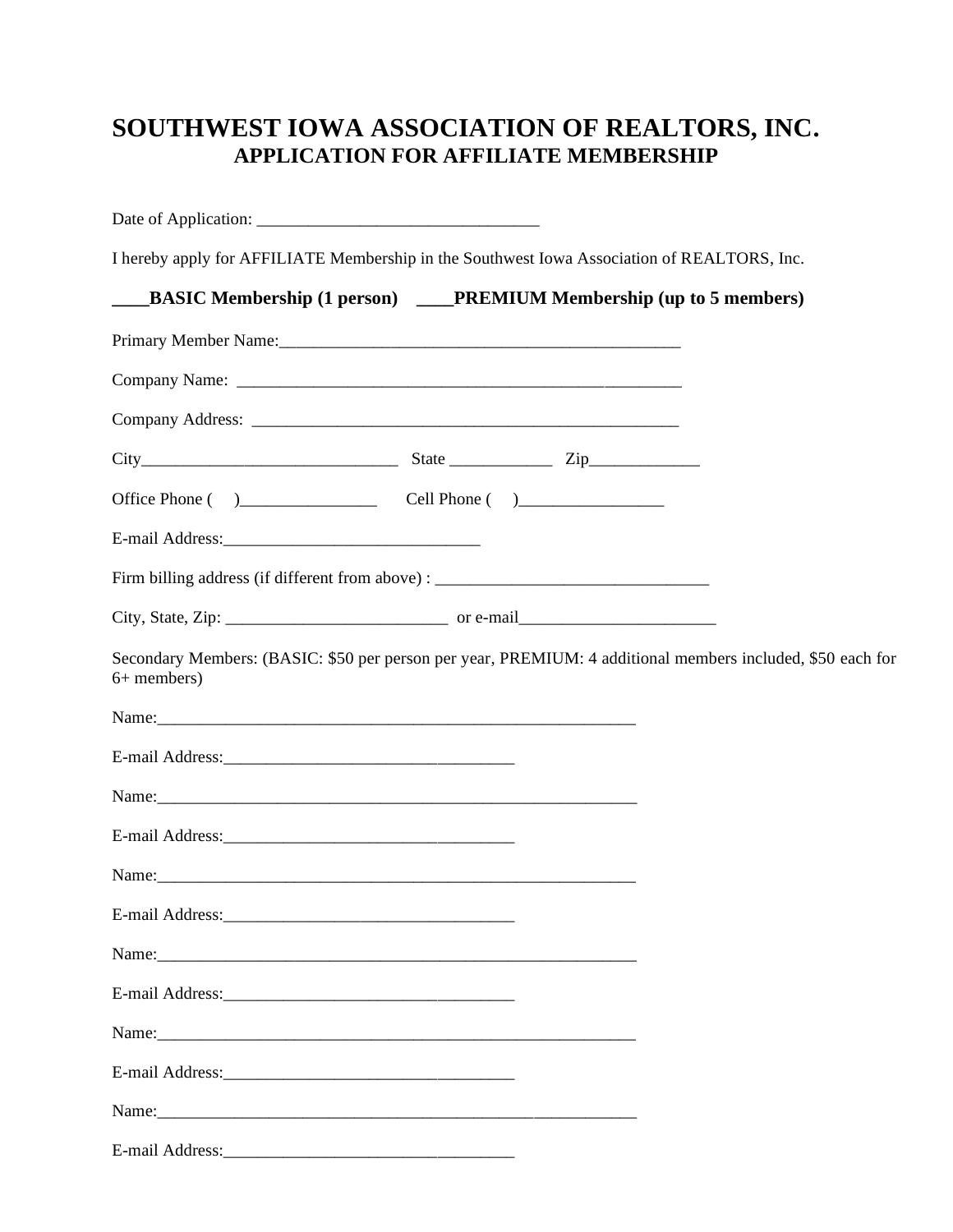# SOUTHWEST IOWA ASSOCIATION OF REALTORS, INC.
## APPLICATION FOR AFFILIATE MEMBERSHIP

Date of Application: _________________________________

I hereby apply for AFFILIATE Membership in the Southwest Iowa Association of REALTORS, Inc.

**____BASIC Membership (1 person)   ____PREMIUM Membership (up to 5 members)**

Primary Member Name:_______________________________________________

Company Name: ___________________________________________________

Company Address: _________________________________________________

City_____________________________ State ____________ Zip_____________

Office Phone (   )________________   Cell Phone (   )_________________

E-mail Address:______________________________

Firm billing address (if different from above) : ________________________________

City, State, Zip: __________________________ or e-mail_______________________

Secondary Members: (BASIC: $50 per person per year, PREMIUM: 4 additional members included, $50 each for 6+ members)

Name:________________________________________________________

E-mail Address:__________________________________

Name:________________________________________________________

E-mail Address:__________________________________

Name:________________________________________________________

E-mail Address:__________________________________

Name:________________________________________________________

E-mail Address:__________________________________

Name:________________________________________________________

E-mail Address:__________________________________

Name:________________________________________________________

E-mail Address:__________________________________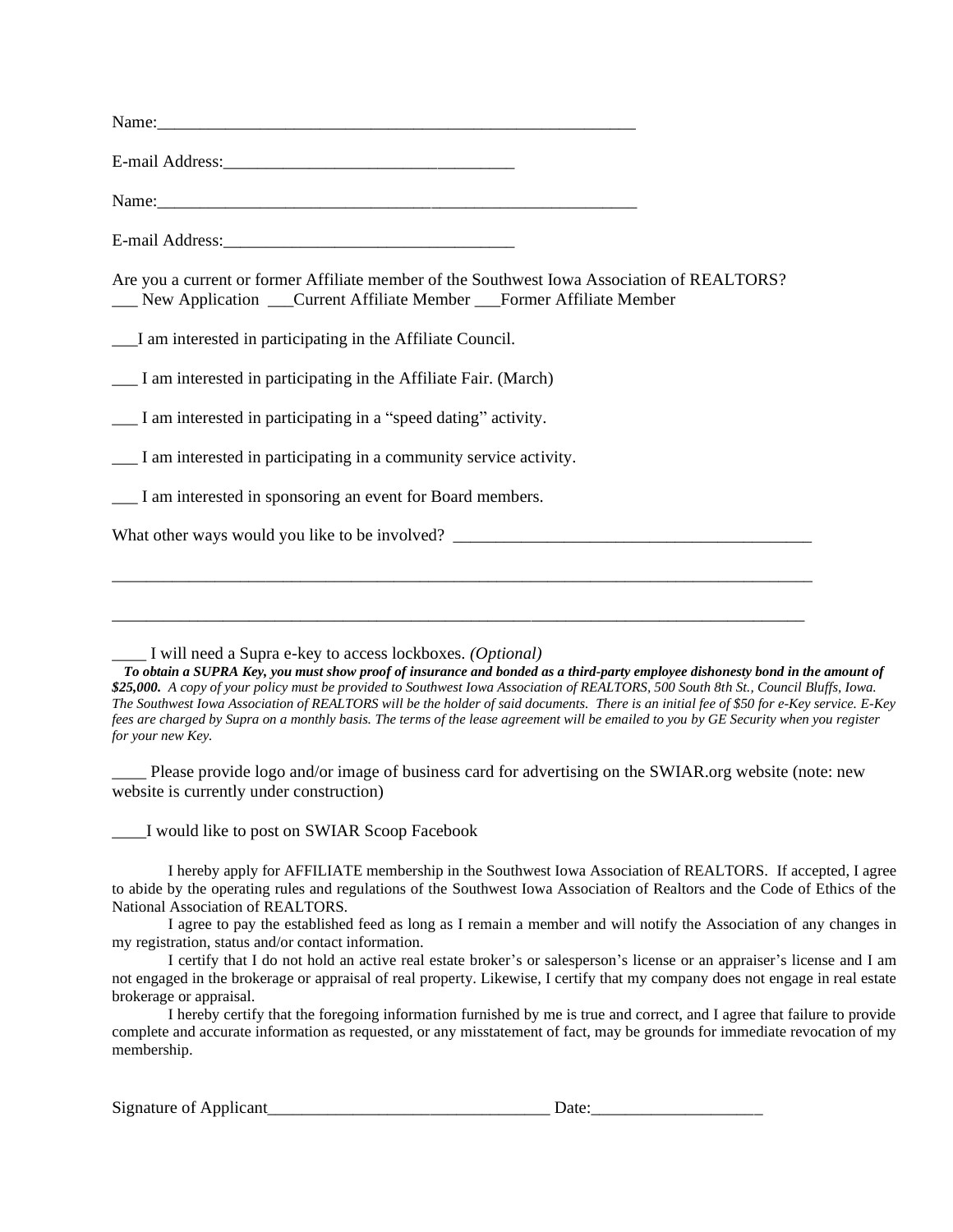Name:_______________________________________________________

E-mail Address:_________________________________

Name:_______________________________________________________

E-mail Address:_________________________________

Are you a current or former Affiliate member of the Southwest Iowa Association of REALTORS?
___ New Application ___Current Affiliate Member ___Former Affiliate Member

___I am interested in participating in the Affiliate Council.

___ I am interested in participating in the Affiliate Fair. (March)

___ I am interested in participating in a "speed dating" activity.

___ I am interested in participating in a community service activity.

___ I am interested in sponsoring an event for Board members.

What other ways would you like to be involved? _________________________________________

_______________________________________________________________________________

_______________________________________________________________________________

____ I will need a Supra e-key to access lockboxes. *(Optional)*

***To obtain a SUPRA Key, you must show proof of insurance and bonded as a third-party employee dishonesty bond in the amount of $25,000.*** *A copy of your policy must be provided to Southwest Iowa Association of REALTORS, 500 South 8th St., Council Bluffs, Iowa. The Southwest Iowa Association of REALTORS will be the holder of said documents. There is an initial fee of $50 for e-Key service. E-Key fees are charged by Supra on a monthly basis. The terms of the lease agreement will be emailed to you by GE Security when you register for your new Key.*

____ Please provide logo and/or image of business card for advertising on the SWIAR.org website (note: new website is currently under construction)

____I would like to post on SWIAR Scoop Facebook

I hereby apply for AFFILIATE membership in the Southwest Iowa Association of REALTORS. If accepted, I agree to abide by the operating rules and regulations of the Southwest Iowa Association of Realtors and the Code of Ethics of the National Association of REALTORS.

I agree to pay the established feed as long as I remain a member and will notify the Association of any changes in my registration, status and/or contact information.

I certify that I do not hold an active real estate broker's or salesperson's license or an appraiser's license and I am not engaged in the brokerage or appraisal of real property. Likewise, I certify that my company does not engage in real estate brokerage or appraisal.

I hereby certify that the foregoing information furnished by me is true and correct, and I agree that failure to provide complete and accurate information as requested, or any misstatement of fact, may be grounds for immediate revocation of my membership.

Signature of Applicant_________________________________ Date:___________________